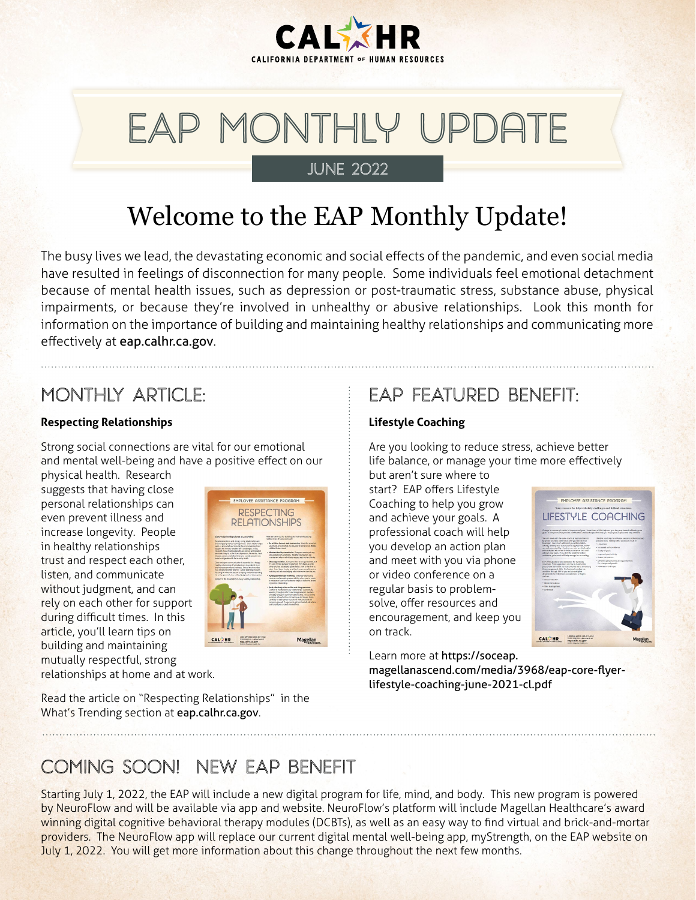CAL HR

CALIFORNIA DEPARTMENT OF HUMAN RESOURCES

# EAP MONTHLY UPDATE

JUNE 2022

## Welcome to the EAP Monthly Update!

The busy lives we lead, the devastating economic and social effects of the pandemic, and even social media have resulted in feelings of disconnection for many people. Some individuals feel emotional detachment because of mental health issues, such as depression or post-traumatic stress, substance abuse, physical impairments, or because they're involved in unhealthy or abusive relationships. Look this month for information on the importance of building and maintaining healthy relationships and communicating more effectively at eap.calhr.ca.gov.

## MONTHLY ARTICLE:

**Respecting Relationships**

Strong social connections are vital for our emotional and mental well-being and have a positive effect on our physical health. Research suggests that having close personal relationships can even prevent illness and increase longevity. People in healthy relationships trust and respect each other, listen, and communicate without judgment, and can rely on each other for support during difficult times. In this article, you'll learn tips on building and maintaining mutually respectful, strong relationships at home and at work.

Read the article on "Respecting Relationships" in the What's Trending section at eap.calhr.ca.gov.

## EAP FEATURED BENEFIT:

**Lifestyle Coaching**

Are you looking to reduce stress, achieve better life balance, or manage your time more effectively but aren't sure where to start? EAP offers Lifestyle Coaching to help you grow and achieve your goals. A professional coach will help you develop an action plan and meet with you via phone or video conference on a regular basis to problem-solve, offer resources and encouragement, and keep you on track.

Learn more at https://soceap.magellanascend.com/media/3968/eap-core-flyer-lifestyle-coaching-june-2021-cl.pdf

## COMING SOON! NEW EAP BENEFIT

Starting July 1, 2022, the EAP will include a new digital program for life, mind, and body. This new program is powered by NeuroFlow and will be available via app and website. NeuroFlow's platform will include Magellan Healthcare's award winning digital cognitive behavioral therapy modules (DCBTs), as well as an easy way to find virtual and brick-and-mortar providers. The NeuroFlow app will replace our current digital mental well-being app, myStrength, on the EAP website on July 1, 2022. You will get more information about this change throughout the next few months.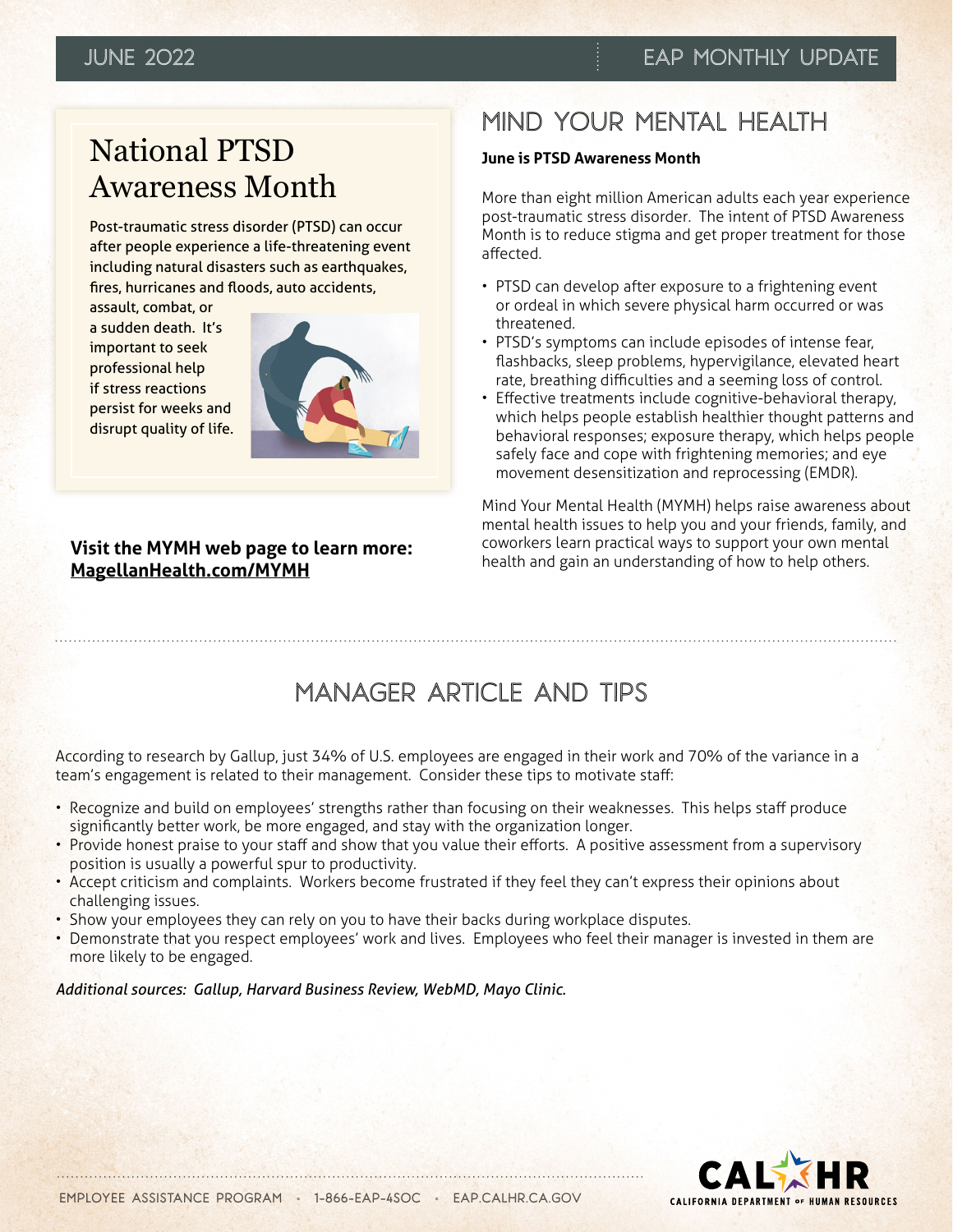# National PTSD Awareness Month

Post-traumatic stress disorder (PTSD) can occur after people experience a life-threatening event including natural disasters such as earthquakes, fires, hurricanes and floods, auto accidents, assault, combat, or a sudden death. It's important to seek professional help if stress reactions persist for weeks and disrupt quality of life.

**Visit the MYMH web page to learn more: MagellanHealth.com/MYMH**

## MIND YOUR MENTAL HEALTH

**June is PTSD Awareness Month**

More than eight million American adults each year experience post-traumatic stress disorder. The intent of PTSD Awareness Month is to reduce stigma and get proper treatment for those affected.

- PTSD can develop after exposure to a frightening event or ordeal in which severe physical harm occurred or was threatened.
- PTSD's symptoms can include episodes of intense fear, flashbacks, sleep problems, hypervigilance, elevated heart rate, breathing difficulties and a seeming loss of control.
- Effective treatments include cognitive-behavioral therapy, which helps people establish healthier thought patterns and behavioral responses; exposure therapy, which helps people safely face and cope with frightening memories; and eye movement desensitization and reprocessing (EMDR).

Mind Your Mental Health (MYMH) helps raise awareness about mental health issues to help you and your friends, family, and coworkers learn practical ways to support your own mental health and gain an understanding of how to help others.

## MANAGER ARTICLE AND TIPS

According to research by Gallup, just 34% of U.S. employees are engaged in their work and 70% of the variance in a team's engagement is related to their management. Consider these tips to motivate staff:

- Recognize and build on employees' strengths rather than focusing on their weaknesses. This helps staff produce significantly better work, be more engaged, and stay with the organization longer.
- Provide honest praise to your staff and show that you value their efforts. A positive assessment from a supervisory position is usually a powerful spur to productivity.
- Accept criticism and complaints. Workers become frustrated if they feel they can't express their opinions about challenging issues.
- Show your employees they can rely on you to have their backs during workplace disputes.
- Demonstrate that you respect employees' work and lives. Employees who feel their manager is invested in them are more likely to be engaged.

*Additional sources: Gallup, Harvard Business Review, WebMD, Mayo Clinic.*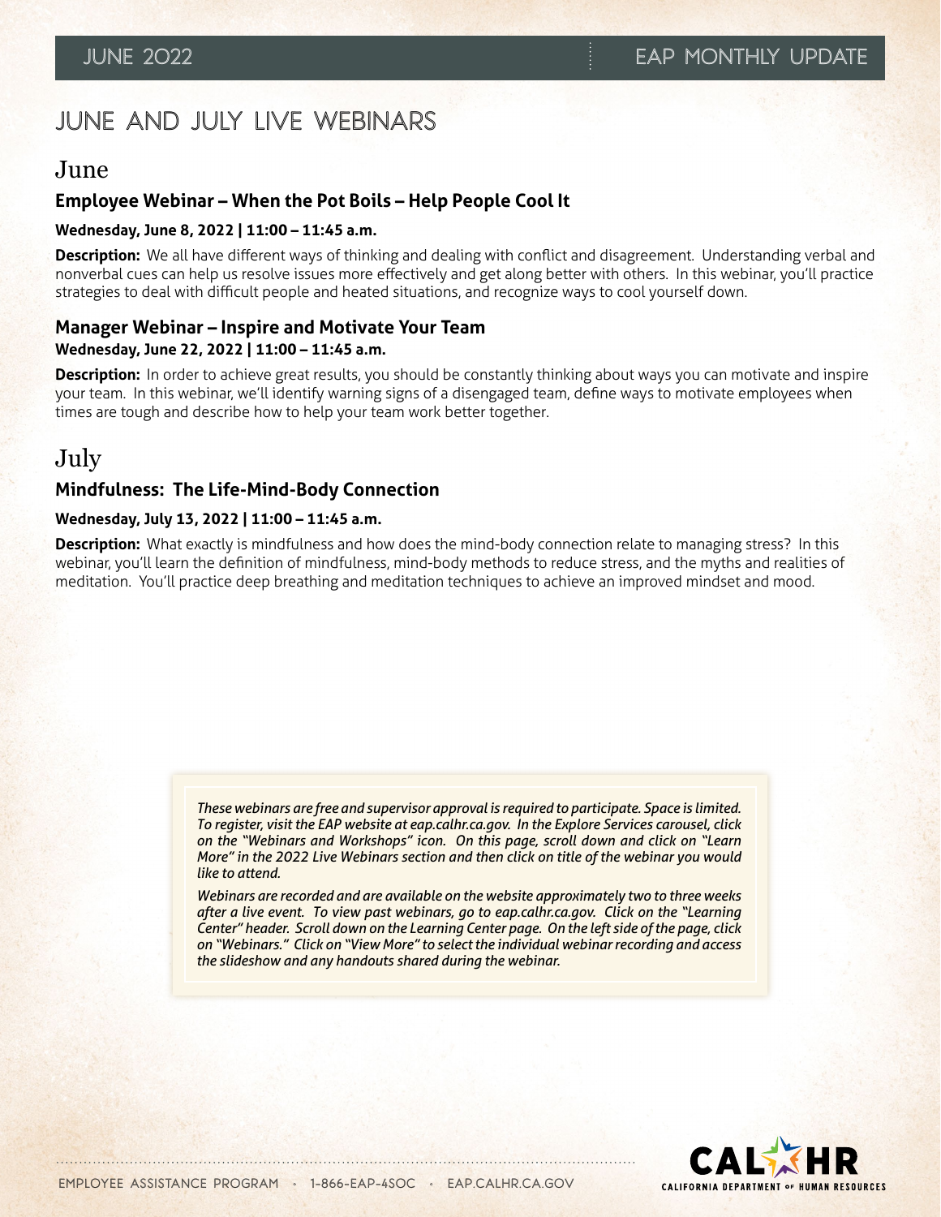# JUNE AND JULY LIVE WEBINARS

## June

### Employee Webinar – When the Pot Boils – Help People Cool It

**Wednesday, June 8, 2022 | 11:00 – 11:45 a.m.**

**Description:** We all have different ways of thinking and dealing with conflict and disagreement. Understanding verbal and nonverbal cues can help us resolve issues more effectively and get along better with others. In this webinar, you'll practice strategies to deal with difficult people and heated situations, and recognize ways to cool yourself down.

### Manager Webinar – Inspire and Motivate Your Team

**Wednesday, June 22, 2022 | 11:00 – 11:45 a.m.**

**Description:** In order to achieve great results, you should be constantly thinking about ways you can motivate and inspire your team. In this webinar, we'll identify warning signs of a disengaged team, define ways to motivate employees when times are tough and describe how to help your team work better together.

## July

### Mindfulness: The Life-Mind-Body Connection

**Wednesday, July 13, 2022 | 11:00 – 11:45 a.m.**

**Description:** What exactly is mindfulness and how does the mind-body connection relate to managing stress? In this webinar, you'll learn the definition of mindfulness, mind-body methods to reduce stress, and the myths and realities of meditation. You'll practice deep breathing and meditation techniques to achieve an improved mindset and mood.

*These webinars are free and supervisor approval is required to participate. Space is limited. To register, visit the EAP website at eap.calhr.ca.gov. In the Explore Services carousel, click on the "Webinars and Workshops" icon. On this page, scroll down and click on "Learn More" in the 2022 Live Webinars section and then click on title of the webinar you would like to attend.*

*Webinars are recorded and are available on the website approximately two to three weeks after a live event. To view past webinars, go to eap.calhr.ca.gov. Click on the "Learning Center" header. Scroll down on the Learning Center page. On the left side of the page, click on "Webinars." Click on "View More" to select the individual webinar recording and access the slideshow and any handouts shared during the webinar.*